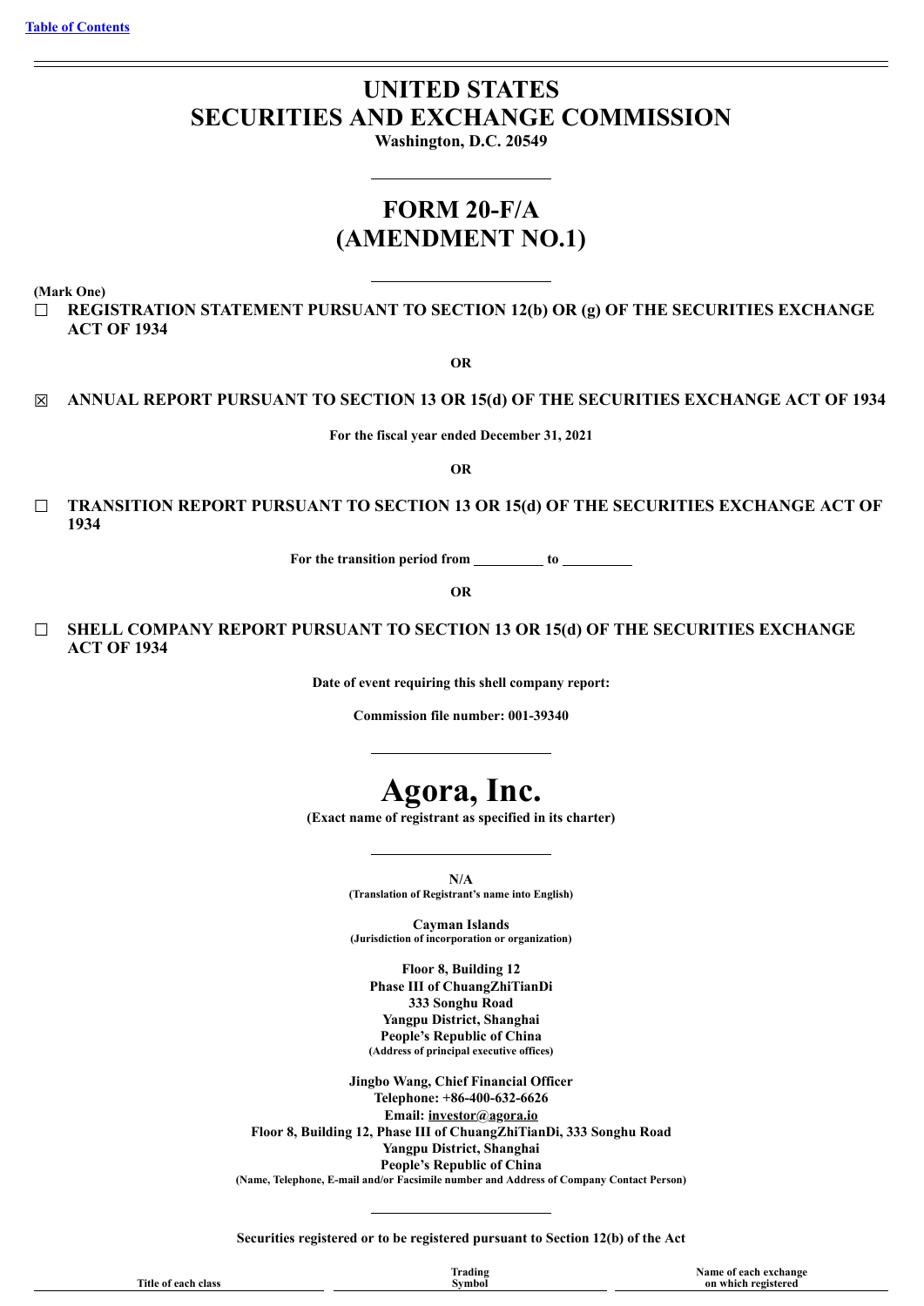[Table of Contents](#)

# UNITED STATES
# SECURITIES AND EXCHANGE COMMISSION

**Washington, D.C. 20549**

# FORM 20-F/A
# (AMENDMENT NO.1)

**(Mark One)**

☐ **REGISTRATION STATEMENT PURSUANT TO SECTION 12(b) OR (g) OF THE SECURITIES EXCHANGE ACT OF 1934**

**OR**

☒ **ANNUAL REPORT PURSUANT TO SECTION 13 OR 15(d) OF THE SECURITIES EXCHANGE ACT OF 1934**

**For the fiscal year ended December 31, 2021**

**OR**

☐ **TRANSITION REPORT PURSUANT TO SECTION 13 OR 15(d) OF THE SECURITIES EXCHANGE ACT OF 1934**

**For the transition period from __________ to __________**

**OR**

☐ **SHELL COMPANY REPORT PURSUANT TO SECTION 13 OR 15(d) OF THE SECURITIES EXCHANGE ACT OF 1934**

**Date of event requiring this shell company report:**

**Commission file number: 001-39340**

# Agora, Inc.

**(Exact name of registrant as specified in its charter)**

**N/A**
**(Translation of Registrant's name into English)**

**Cayman Islands**
**(Jurisdiction of incorporation or organization)**

**Floor 8, Building 12**
**Phase III of ChuangZhiTianDi**
**333 Songhu Road**
**Yangpu District, Shanghai**
**People's Republic of China**
**(Address of principal executive offices)**

**Jingbo Wang, Chief Financial Officer**
**Telephone: +86-400-632-6626**
**Email: investor@agora.io**
**Floor 8, Building 12, Phase III of ChuangZhiTianDi, 333 Songhu Road**
**Yangpu District, Shanghai**
**People's Republic of China**
**(Name, Telephone, E-mail and/or Facsimile number and Address of Company Contact Person)**

**Securities registered or to be registered pursuant to Section 12(b) of the Act**

| Title of each class | Trading Symbol | Name of each exchange on which registered |
| --- | --- | --- |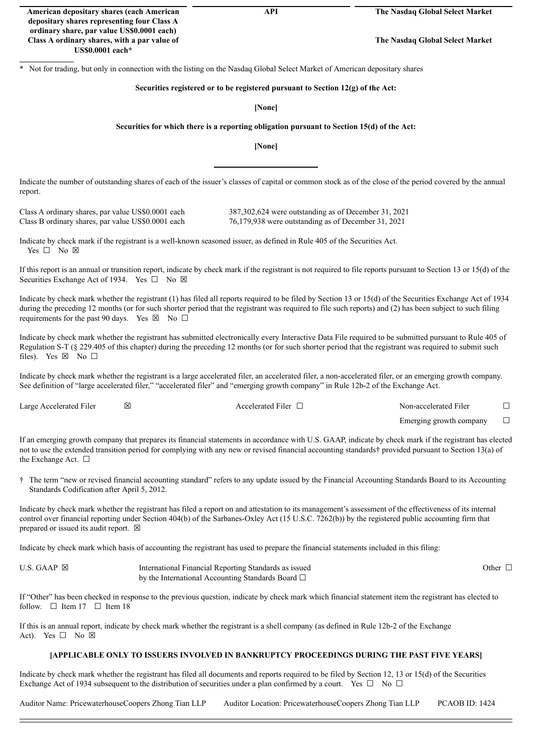| American depositary shares (each American depositary shares representing four Class A ordinary share, par value US$0.0001 each) | API | The Nasdaq Global Select Market |
|---|---|---|
| Class A ordinary shares, with a par value of US$0.0001 each* | | The Nasdaq Global Select Market |

\* Not for trading, but only in connection with the listing on the Nasdaq Global Select Market of American depositary shares

**Securities registered or to be registered pursuant to Section 12(g) of the Act:**

**[None]**

**Securities for which there is a reporting obligation pursuant to Section 15(d) of the Act:**

**[None]**

Indicate the number of outstanding shares of each of the issuer's classes of capital or common stock as of the close of the period covered by the annual report.

| | |
|---|---|
| Class A ordinary shares, par value US$0.0001 each | 387,302,624 were outstanding as of December 31, 2021 |
| Class B ordinary shares, par value US$0.0001 each | 76,179,938 were outstanding as of December 31, 2021 |

Indicate by check mark if the registrant is a well-known seasoned issuer, as defined in Rule 405 of the Securities Act. Yes ☐ No ☒

If this report is an annual or transition report, indicate by check mark if the registrant is not required to file reports pursuant to Section 13 or 15(d) of the Securities Exchange Act of 1934. Yes ☐ No ☒

Indicate by check mark whether the registrant (1) has filed all reports required to be filed by Section 13 or 15(d) of the Securities Exchange Act of 1934 during the preceding 12 months (or for such shorter period that the registrant was required to file such reports) and (2) has been subject to such filing requirements for the past 90 days. Yes ☒ No ☐

Indicate by check mark whether the registrant has submitted electronically every Interactive Data File required to be submitted pursuant to Rule 405 of Regulation S-T (§ 229.405 of this chapter) during the preceding 12 months (or for such shorter period that the registrant was required to submit such files). Yes ☒ No ☐

Indicate by check mark whether the registrant is a large accelerated filer, an accelerated filer, a non-accelerated filer, or an emerging growth company. See definition of "large accelerated filer," "accelerated filer" and "emerging growth company" in Rule 12b-2 of the Exchange Act.

| | | | |
|---|---|---|---|
| Large Accelerated Filer ☒ | Accelerated Filer ☐ | Non-accelerated Filer | ☐ |
| | | Emerging growth company | ☐ |

If an emerging growth company that prepares its financial statements in accordance with U.S. GAAP, indicate by check mark if the registrant has elected not to use the extended transition period for complying with any new or revised financial accounting standards† provided pursuant to Section 13(a) of the Exchange Act. ☐

† The term "new or revised financial accounting standard" refers to any update issued by the Financial Accounting Standards Board to its Accounting Standards Codification after April 5, 2012.

Indicate by check mark whether the registrant has filed a report on and attestation to its management's assessment of the effectiveness of its internal control over financial reporting under Section 404(b) of the Sarbanes-Oxley Act (15 U.S.C. 7262(b)) by the registered public accounting firm that prepared or issued its audit report. ☒

Indicate by check mark which basis of accounting the registrant has used to prepare the financial statements included in this filing:

| | | |
|---|---|---|
| U.S. GAAP ☒ | International Financial Reporting Standards as issued by the International Accounting Standards Board ☐ | Other ☐ |

If "Other" has been checked in response to the previous question, indicate by check mark which financial statement item the registrant has elected to follow. ☐ Item 17 ☐ Item 18

If this is an annual report, indicate by check mark whether the registrant is a shell company (as defined in Rule 12b-2 of the Exchange Act). Yes ☐ No ☒

**[APPLICABLE ONLY TO ISSUERS INVOLVED IN BANKRUPTCY PROCEEDINGS DURING THE PAST FIVE YEARS]**

Indicate by check mark whether the registrant has filed all documents and reports required to be filed by Section 12, 13 or 15(d) of the Securities Exchange Act of 1934 subsequent to the distribution of securities under a plan confirmed by a court. Yes ☐ No ☐

Auditor Name: PricewaterhouseCoopers Zhong Tian LLP Auditor Location: PricewaterhouseCoopers Zhong Tian LLP PCAOB ID: 1424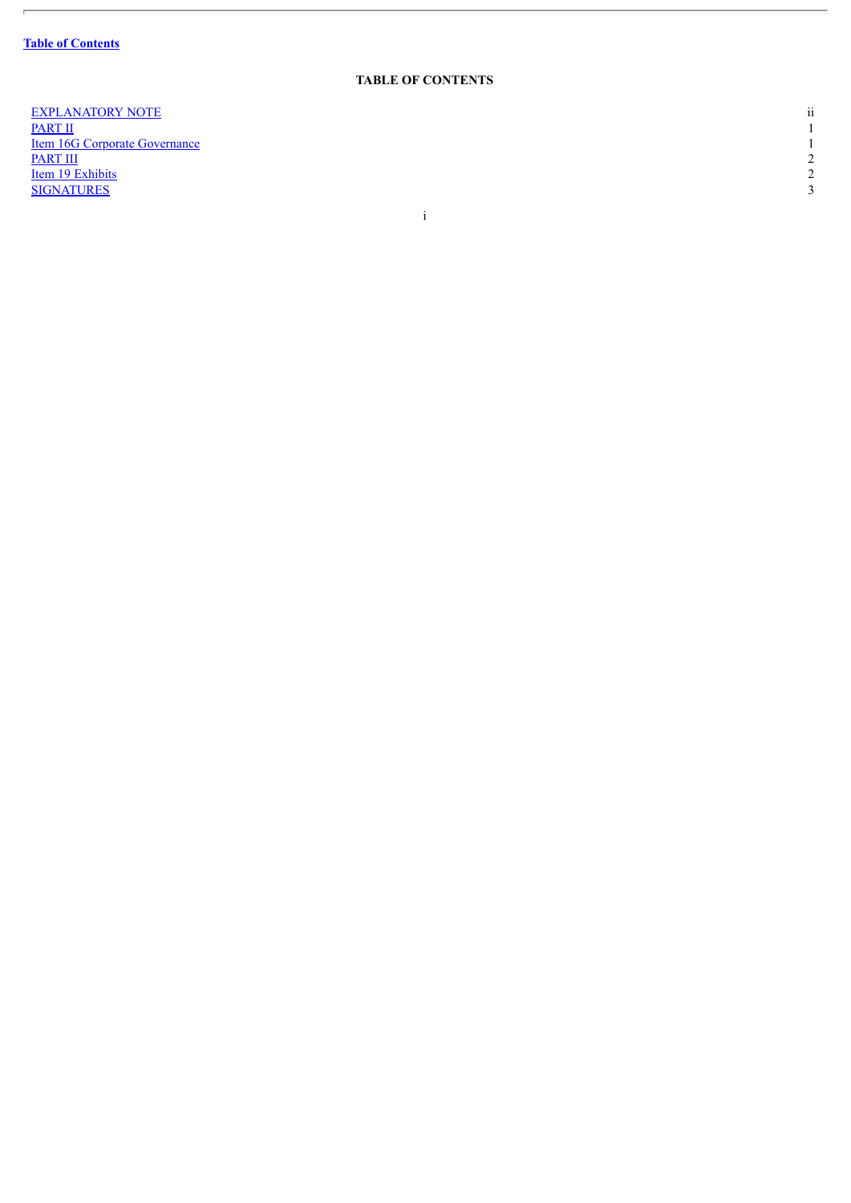[Table of Contents](#)

**TABLE OF CONTENTS**

| | |
|---|---|
| EXPLANATORY NOTE | ii |
| PART II | 1 |
| Item 16G Corporate Governance | 1 |
| PART III | 2 |
| Item 19 Exhibits | 2 |
| SIGNATURES | 3 |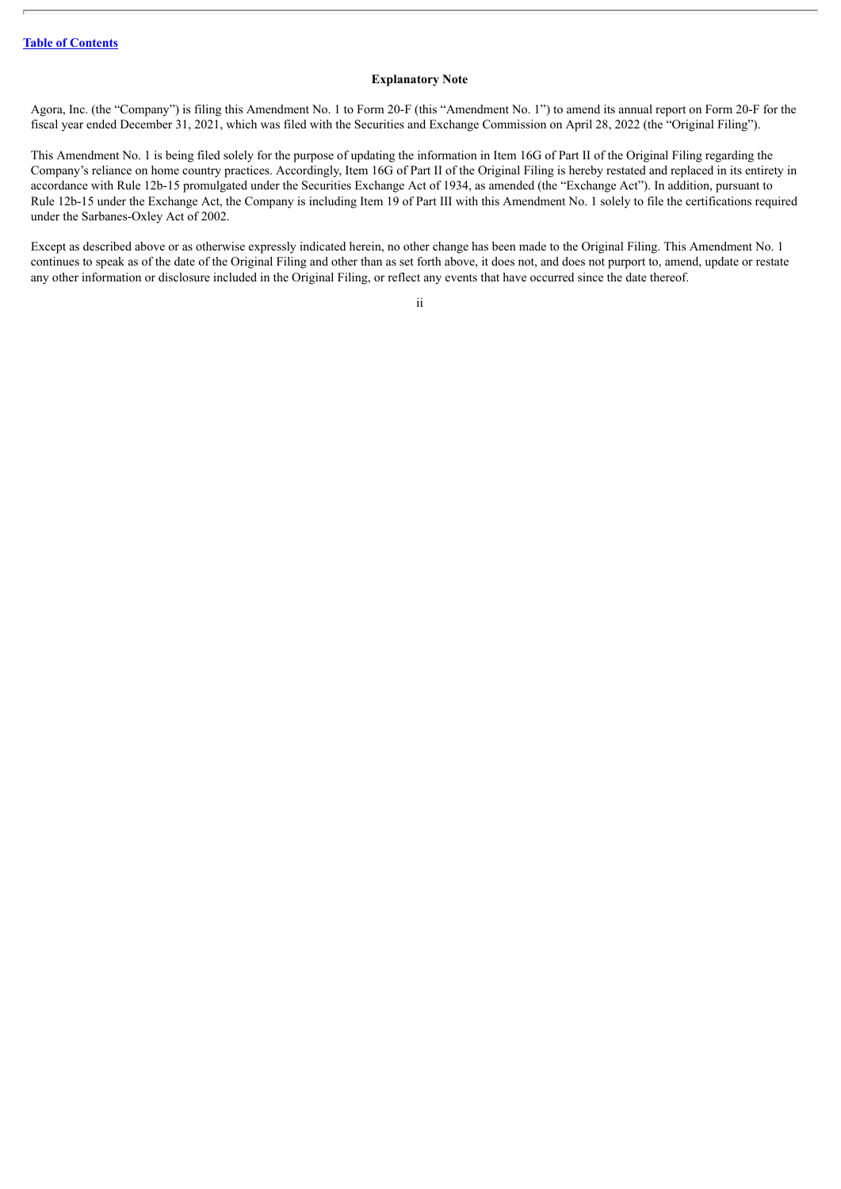**Explanatory Note**

Agora, Inc. (the "Company") is filing this Amendment No. 1 to Form 20-F (this "Amendment No. 1") to amend its annual report on Form 20-F for the fiscal year ended December 31, 2021, which was filed with the Securities and Exchange Commission on April 28, 2022 (the "Original Filing").

This Amendment No. 1 is being filed solely for the purpose of updating the information in Item 16G of Part II of the Original Filing regarding the Company's reliance on home country practices. Accordingly, Item 16G of Part II of the Original Filing is hereby restated and replaced in its entirety in accordance with Rule 12b-15 promulgated under the Securities Exchange Act of 1934, as amended (the "Exchange Act"). In addition, pursuant to Rule 12b-15 under the Exchange Act, the Company is including Item 19 of Part III with this Amendment No. 1 solely to file the certifications required under the Sarbanes-Oxley Act of 2002.

Except as described above or as otherwise expressly indicated herein, no other change has been made to the Original Filing. This Amendment No. 1 continues to speak as of the date of the Original Filing and other than as set forth above, it does not, and does not purport to, amend, update or restate any other information or disclosure included in the Original Filing, or reflect any events that have occurred since the date thereof.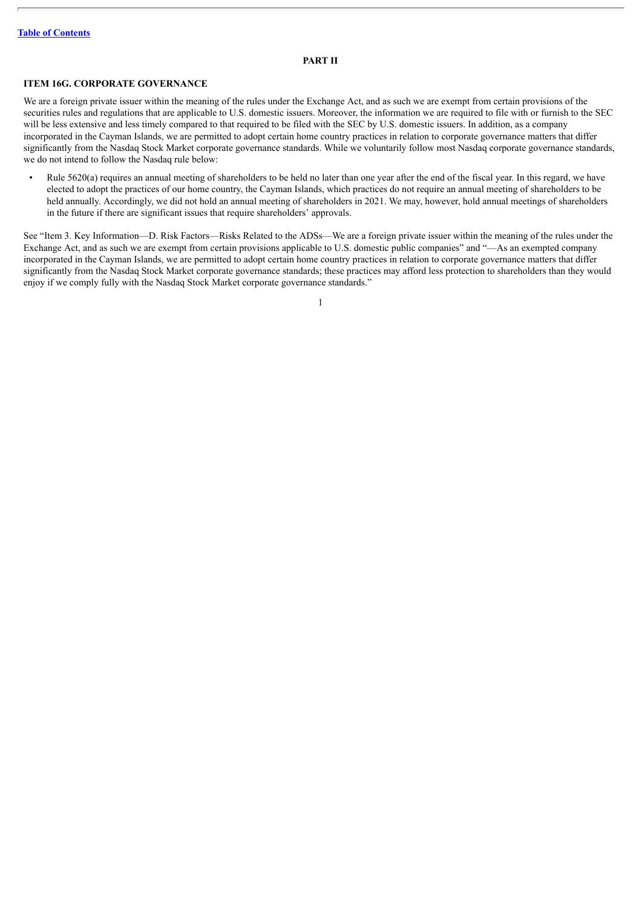[Table of Contents](#)

## PART II

### ITEM 16G. CORPORATE GOVERNANCE

We are a foreign private issuer within the meaning of the rules under the Exchange Act, and as such we are exempt from certain provisions of the securities rules and regulations that are applicable to U.S. domestic issuers. Moreover, the information we are required to file with or furnish to the SEC will be less extensive and less timely compared to that required to be filed with the SEC by U.S. domestic issuers. In addition, as a company incorporated in the Cayman Islands, we are permitted to adopt certain home country practices in relation to corporate governance matters that differ significantly from the Nasdaq Stock Market corporate governance standards. While we voluntarily follow most Nasdaq corporate governance standards, we do not intend to follow the Nasdaq rule below:

- Rule 5620(a) requires an annual meeting of shareholders to be held no later than one year after the end of the fiscal year. In this regard, we have elected to adopt the practices of our home country, the Cayman Islands, which practices do not require an annual meeting of shareholders to be held annually. Accordingly, we did not hold an annual meeting of shareholders in 2021. We may, however, hold annual meetings of shareholders in the future if there are significant issues that require shareholders' approvals.

See "Item 3. Key Information—D. Risk Factors—Risks Related to the ADSs—We are a foreign private issuer within the meaning of the rules under the Exchange Act, and as such we are exempt from certain provisions applicable to U.S. domestic public companies" and "—As an exempted company incorporated in the Cayman Islands, we are permitted to adopt certain home country practices in relation to corporate governance matters that differ significantly from the Nasdaq Stock Market corporate governance standards; these practices may afford less protection to shareholders than they would enjoy if we comply fully with the Nasdaq Stock Market corporate governance standards."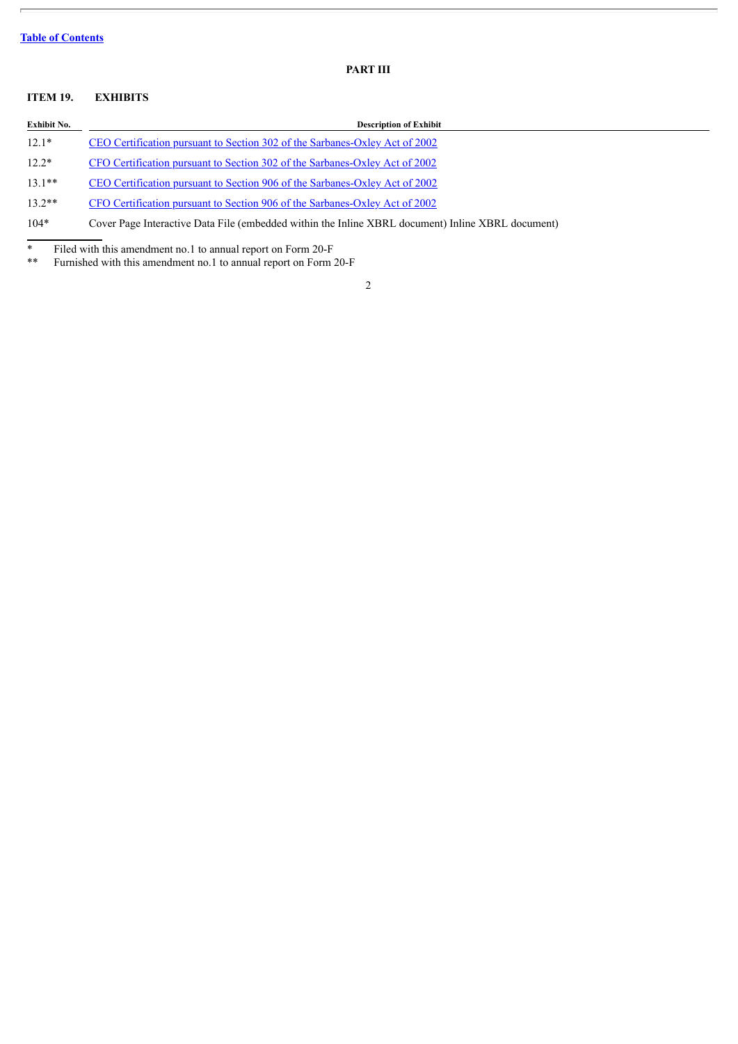[Table of Contents](#)

## PART III

### ITEM 19. EXHIBITS

| Exhibit No. | Description of Exhibit |
|---|---|
| 12.1* | [CEO Certification pursuant to Section 302 of the Sarbanes-Oxley Act of 2002]() |
| 12.2* | [CFO Certification pursuant to Section 302 of the Sarbanes-Oxley Act of 2002]() |
| 13.1** | [CEO Certification pursuant to Section 906 of the Sarbanes-Oxley Act of 2002]() |
| 13.2** | [CFO Certification pursuant to Section 906 of the Sarbanes-Oxley Act of 2002]() |
| 104* | Cover Page Interactive Data File (embedded within the Inline XBRL document) Inline XBRL document) |

\* Filed with this amendment no.1 to annual report on Form 20-F

\*\* Furnished with this amendment no.1 to annual report on Form 20-F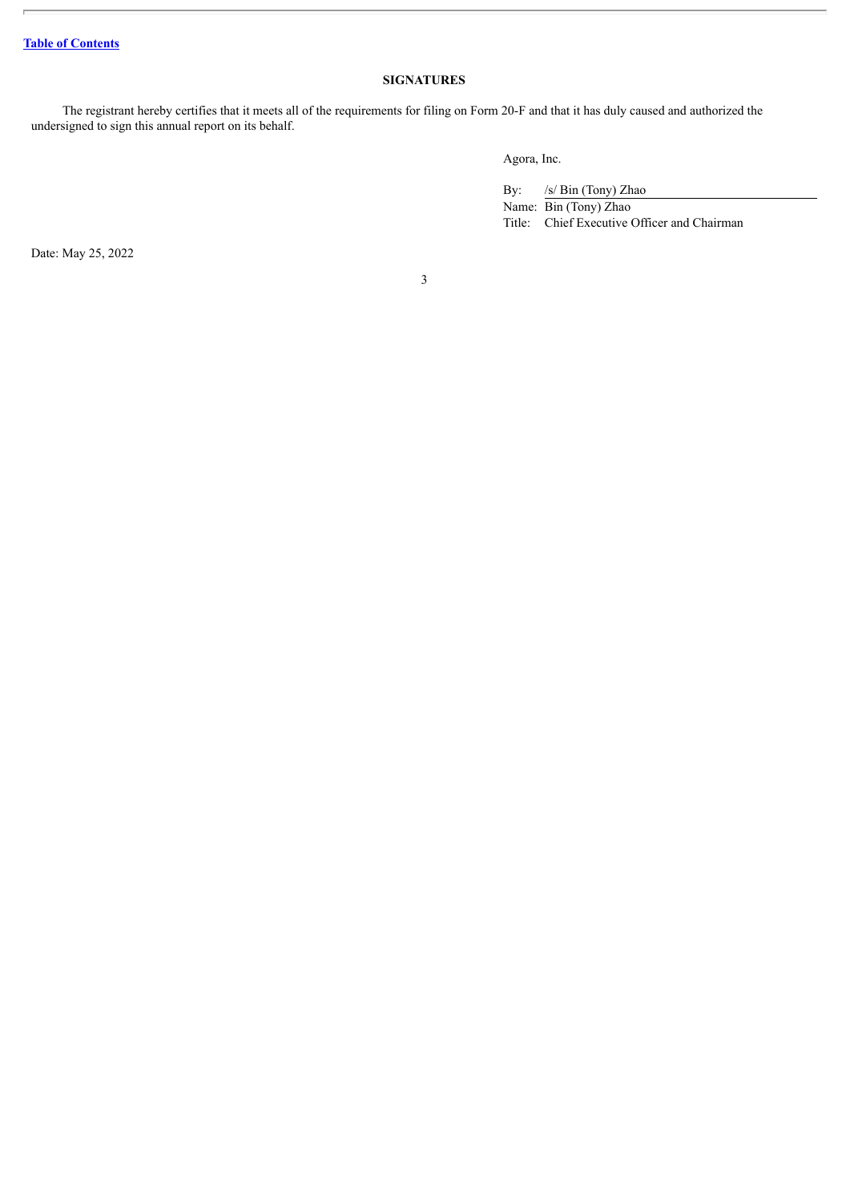[Table of Contents]

## SIGNATURES

The registrant hereby certifies that it meets all of the requirements for filing on Form 20-F and that it has duly caused and authorized the undersigned to sign this annual report on its behalf.

Agora, Inc.

By: /s/ Bin (Tony) Zhao

Name: Bin (Tony) Zhao

Title: Chief Executive Officer and Chairman

Date: May 25, 2022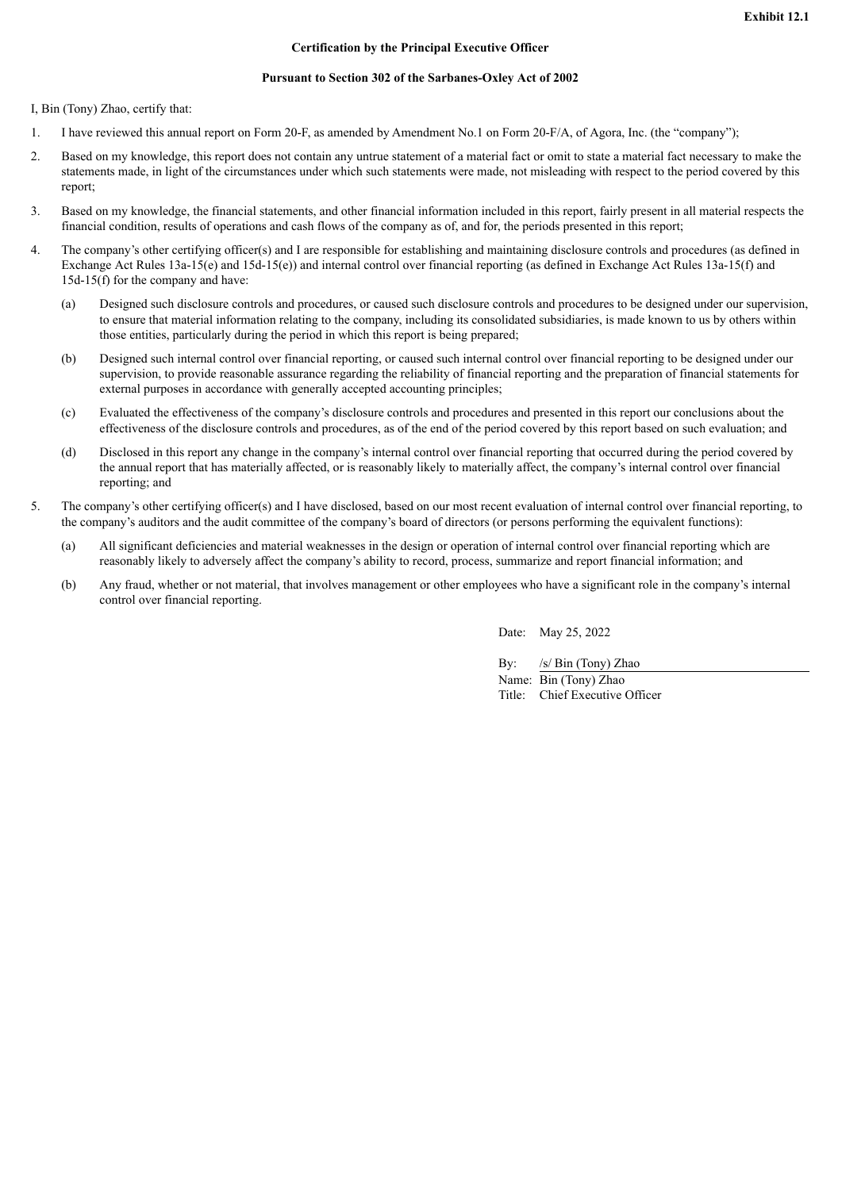**Exhibit 12.1**

**Certification by the Principal Executive Officer**

**Pursuant to Section 302 of the Sarbanes-Oxley Act of 2002**

I, Bin (Tony) Zhao, certify that:

1. I have reviewed this annual report on Form 20-F, as amended by Amendment No.1 on Form 20-F/A, of Agora, Inc. (the "company");
2. Based on my knowledge, this report does not contain any untrue statement of a material fact or omit to state a material fact necessary to make the statements made, in light of the circumstances under which such statements were made, not misleading with respect to the period covered by this report;
3. Based on my knowledge, the financial statements, and other financial information included in this report, fairly present in all material respects the financial condition, results of operations and cash flows of the company as of, and for, the periods presented in this report;
4. The company's other certifying officer(s) and I are responsible for establishing and maintaining disclosure controls and procedures (as defined in Exchange Act Rules 13a-15(e) and 15d-15(e)) and internal control over financial reporting (as defined in Exchange Act Rules 13a-15(f) and 15d-15(f) for the company and have:
   (a) Designed such disclosure controls and procedures, or caused such disclosure controls and procedures to be designed under our supervision, to ensure that material information relating to the company, including its consolidated subsidiaries, is made known to us by others within those entities, particularly during the period in which this report is being prepared;
   (b) Designed such internal control over financial reporting, or caused such internal control over financial reporting to be designed under our supervision, to provide reasonable assurance regarding the reliability of financial reporting and the preparation of financial statements for external purposes in accordance with generally accepted accounting principles;
   (c) Evaluated the effectiveness of the company's disclosure controls and procedures and presented in this report our conclusions about the effectiveness of the disclosure controls and procedures, as of the end of the period covered by this report based on such evaluation; and
   (d) Disclosed in this report any change in the company's internal control over financial reporting that occurred during the period covered by the annual report that has materially affected, or is reasonably likely to materially affect, the company's internal control over financial reporting; and
5. The company's other certifying officer(s) and I have disclosed, based on our most recent evaluation of internal control over financial reporting, to the company's auditors and the audit committee of the company's board of directors (or persons performing the equivalent functions):
   (a) All significant deficiencies and material weaknesses in the design or operation of internal control over financial reporting which are reasonably likely to adversely affect the company's ability to record, process, summarize and report financial information; and
   (b) Any fraud, whether or not material, that involves management or other employees who have a significant role in the company's internal control over financial reporting.

Date: May 25, 2022

By: /s/ Bin (Tony) Zhao
Name: Bin (Tony) Zhao
Title: Chief Executive Officer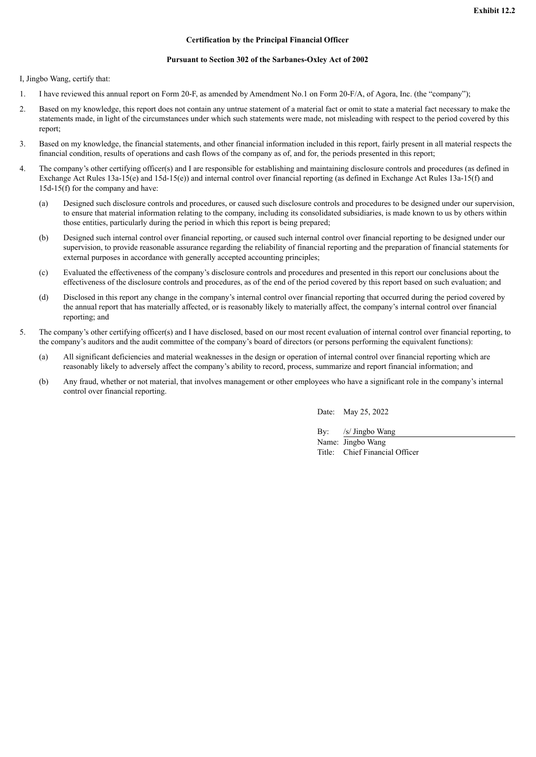**Exhibit 12.2**

**Certification by the Principal Financial Officer**

**Pursuant to Section 302 of the Sarbanes-Oxley Act of 2002**

I, Jingbo Wang, certify that:

1. I have reviewed this annual report on Form 20-F, as amended by Amendment No.1 on Form 20-F/A, of Agora, Inc. (the "company");

2. Based on my knowledge, this report does not contain any untrue statement of a material fact or omit to state a material fact necessary to make the statements made, in light of the circumstances under which such statements were made, not misleading with respect to the period covered by this report;

3. Based on my knowledge, the financial statements, and other financial information included in this report, fairly present in all material respects the financial condition, results of operations and cash flows of the company as of, and for, the periods presented in this report;

4. The company's other certifying officer(s) and I are responsible for establishing and maintaining disclosure controls and procedures (as defined in Exchange Act Rules 13a-15(e) and 15d-15(e)) and internal control over financial reporting (as defined in Exchange Act Rules 13a-15(f) and 15d-15(f) for the company and have:

   (a) Designed such disclosure controls and procedures, or caused such disclosure controls and procedures to be designed under our supervision, to ensure that material information relating to the company, including its consolidated subsidiaries, is made known to us by others within those entities, particularly during the period in which this report is being prepared;

   (b) Designed such internal control over financial reporting, or caused such internal control over financial reporting to be designed under our supervision, to provide reasonable assurance regarding the reliability of financial reporting and the preparation of financial statements for external purposes in accordance with generally accepted accounting principles;

   (c) Evaluated the effectiveness of the company's disclosure controls and procedures and presented in this report our conclusions about the effectiveness of the disclosure controls and procedures, as of the end of the period covered by this report based on such evaluation; and

   (d) Disclosed in this report any change in the company's internal control over financial reporting that occurred during the period covered by the annual report that has materially affected, or is reasonably likely to materially affect, the company's internal control over financial reporting; and

5. The company's other certifying officer(s) and I have disclosed, based on our most recent evaluation of internal control over financial reporting, to the company's auditors and the audit committee of the company's board of directors (or persons performing the equivalent functions):

   (a) All significant deficiencies and material weaknesses in the design or operation of internal control over financial reporting which are reasonably likely to adversely affect the company's ability to record, process, summarize and report financial information; and

   (b) Any fraud, whether or not material, that involves management or other employees who have a significant role in the company's internal control over financial reporting.

Date: May 25, 2022

By: /s/ Jingbo Wang
Name: Jingbo Wang
Title: Chief Financial Officer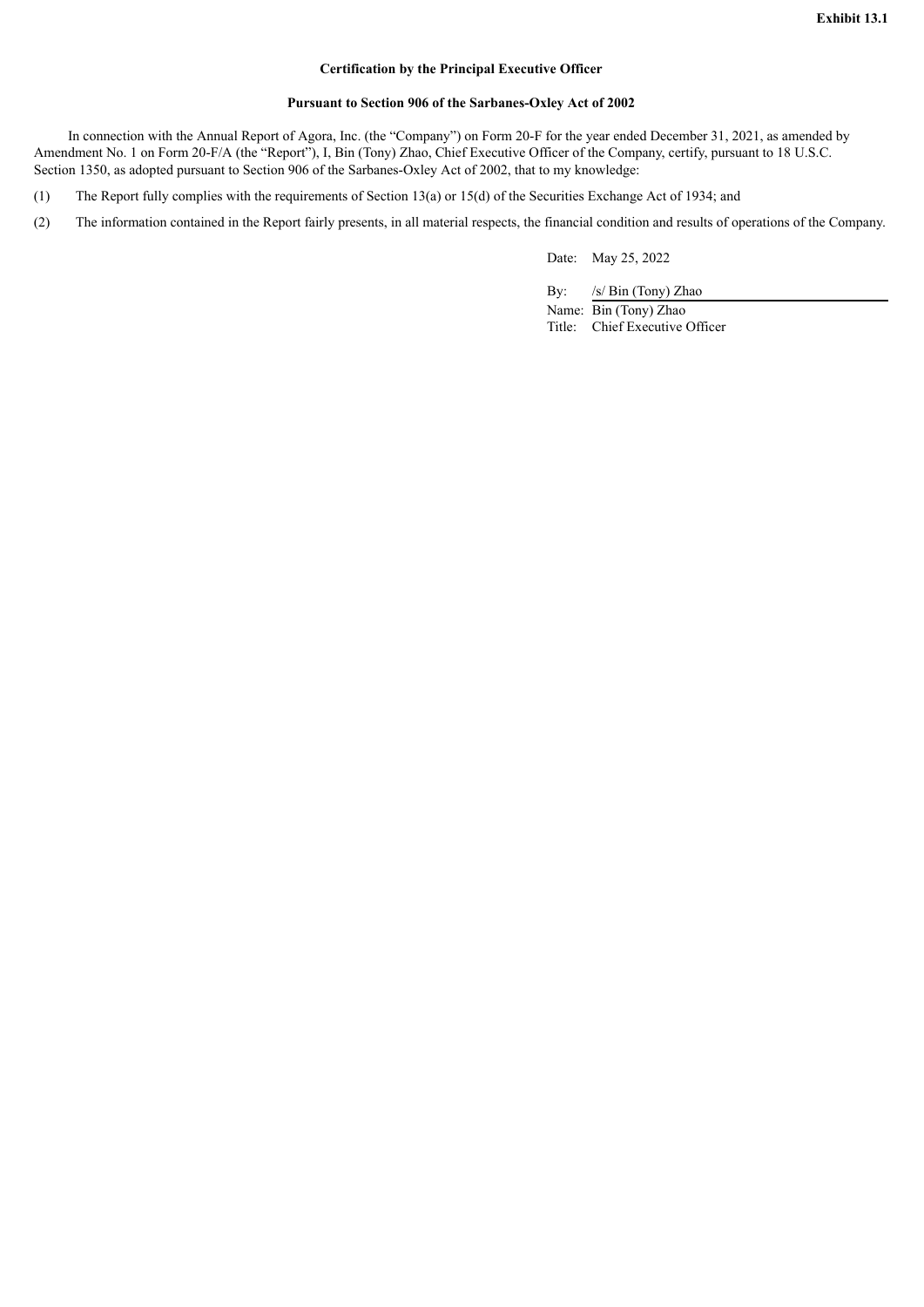**Exhibit 13.1**

**Certification by the Principal Executive Officer**

**Pursuant to Section 906 of the Sarbanes-Oxley Act of 2002**

In connection with the Annual Report of Agora, Inc. (the "Company") on Form 20-F for the year ended December 31, 2021, as amended by Amendment No. 1 on Form 20-F/A (the "Report"), I, Bin (Tony) Zhao, Chief Executive Officer of the Company, certify, pursuant to 18 U.S.C. Section 1350, as adopted pursuant to Section 906 of the Sarbanes-Oxley Act of 2002, that to my knowledge:

(1) The Report fully complies with the requirements of Section 13(a) or 15(d) of the Securities Exchange Act of 1934; and

(2) The information contained in the Report fairly presents, in all material respects, the financial condition and results of operations of the Company.

Date: May 25, 2022

By: /s/ Bin (Tony) Zhao

Name: Bin (Tony) Zhao

Title: Chief Executive Officer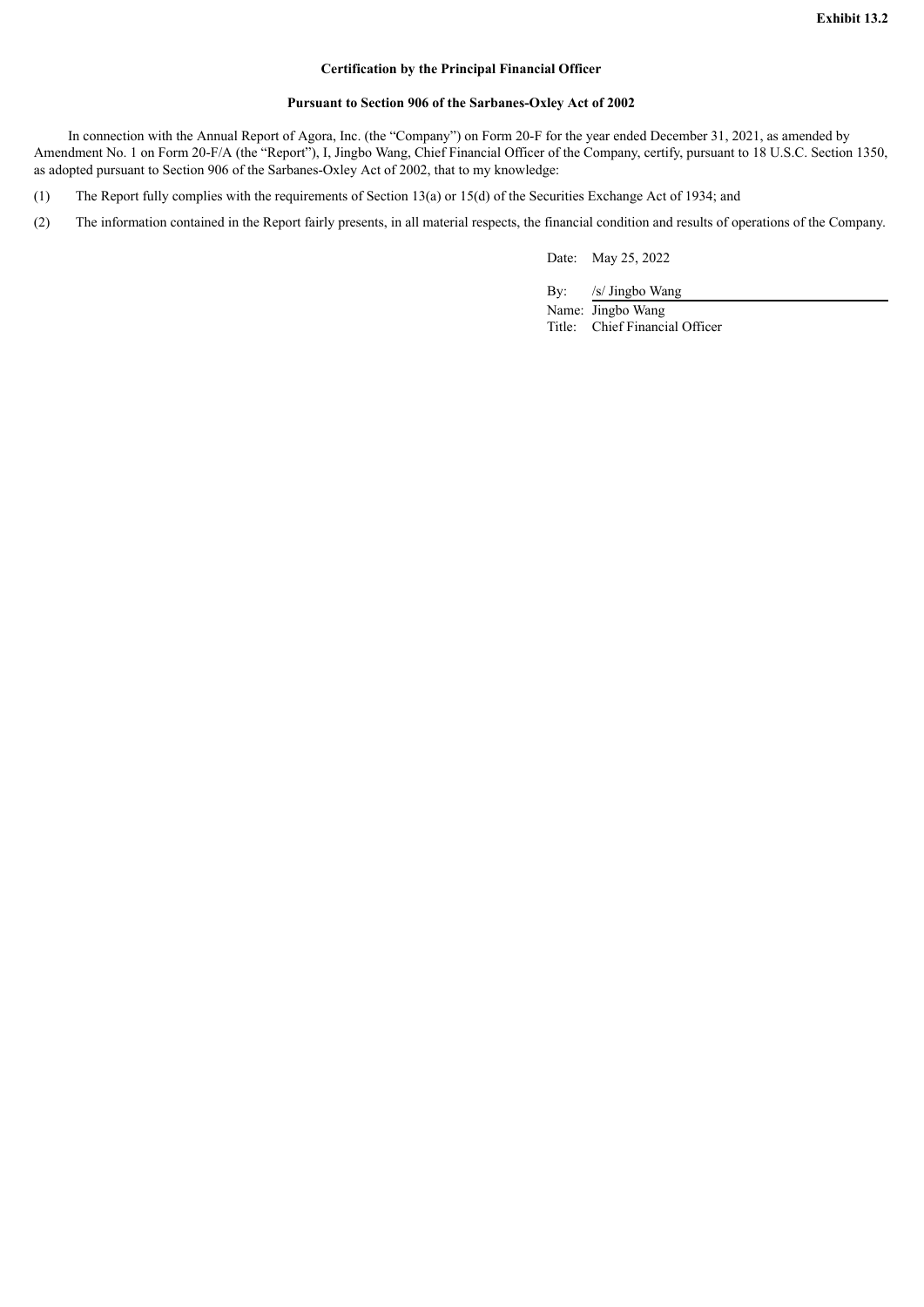**Exhibit 13.2**

**Certification by the Principal Financial Officer**

**Pursuant to Section 906 of the Sarbanes-Oxley Act of 2002**

In connection with the Annual Report of Agora, Inc. (the “Company”) on Form 20-F for the year ended December 31, 2021, as amended by Amendment No. 1 on Form 20-F/A (the “Report”), I, Jingbo Wang, Chief Financial Officer of the Company, certify, pursuant to 18 U.S.C. Section 1350, as adopted pursuant to Section 906 of the Sarbanes-Oxley Act of 2002, that to my knowledge:

(1) The Report fully complies with the requirements of Section 13(a) or 15(d) of the Securities Exchange Act of 1934; and

(2) The information contained in the Report fairly presents, in all material respects, the financial condition and results of operations of the Company.

Date: May 25, 2022

By: /s/ Jingbo Wang

Name: Jingbo Wang

Title: Chief Financial Officer